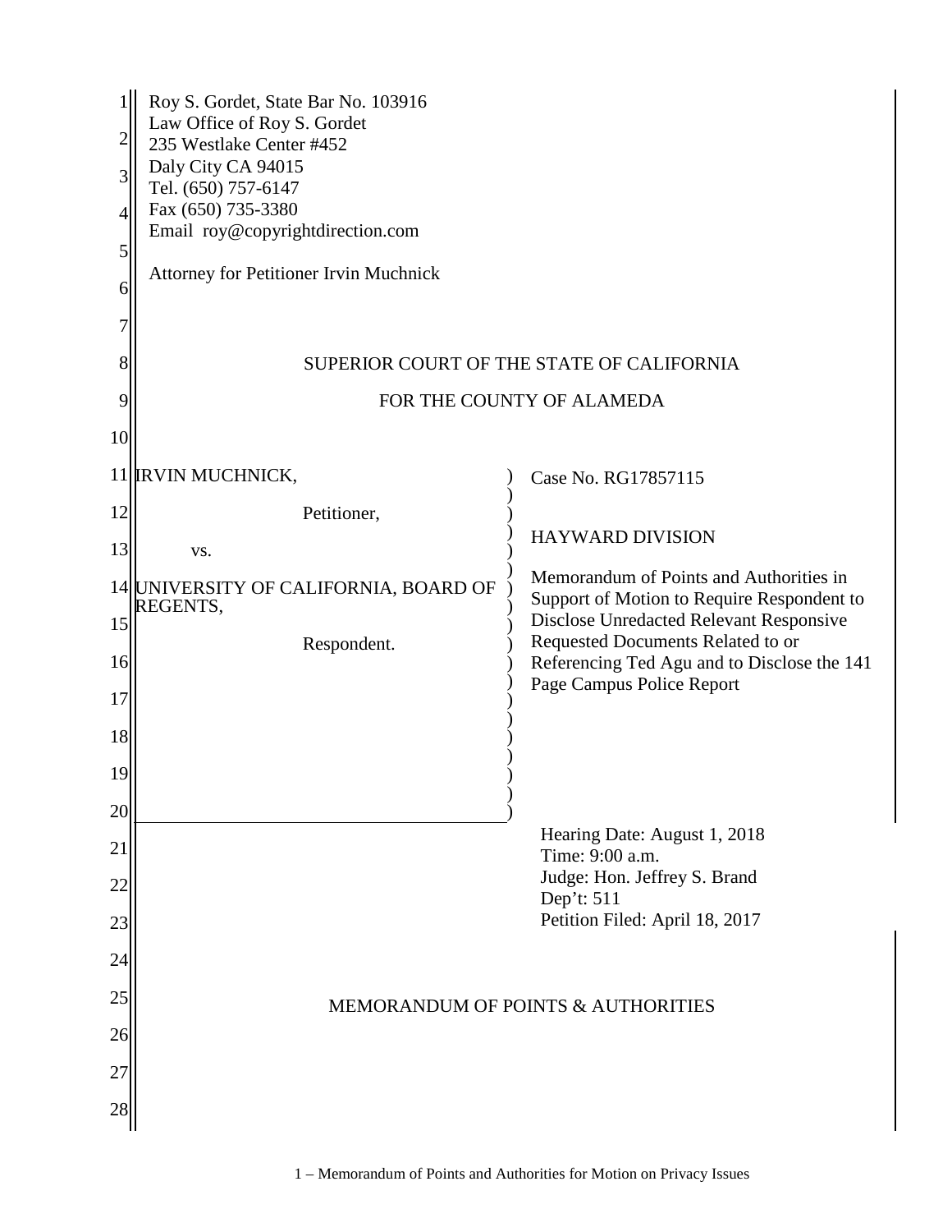Roy S. Gordet, State Bar No. 103916
Law Office of Roy S. Gordet
235 Westlake Center #452
Daly City CA 94015
Tel. (650) 757-6147
Fax (650) 735-3380
Email roy@copyrightdirection.com

Attorney for Petitioner Irvin Muchnick

SUPERIOR COURT OF THE STATE OF CALIFORNIA

FOR THE COUNTY OF ALAMEDA

| | |
|---|---|
| IRVIN MUCHNICK,<br><br>Petitioner,<br><br>vs.<br><br>UNIVERSITY OF CALIFORNIA, BOARD OF REGENTS,<br><br>Respondent. | Case No. RG17857115<br><br>HAYWARD DIVISION<br><br>Memorandum of Points and Authorities in Support of Motion to Require Respondent to Disclose Unredacted Relevant Responsive Requested Documents Related to or Referencing Ted Agu and to Disclose the 141 Page Campus Police Report |

Hearing Date: August 1, 2018
Time: 9:00 a.m.
Judge: Hon. Jeffrey S. Brand
Dep't: 511
Petition Filed: April 18, 2017

MEMORANDUM OF POINTS & AUTHORITIES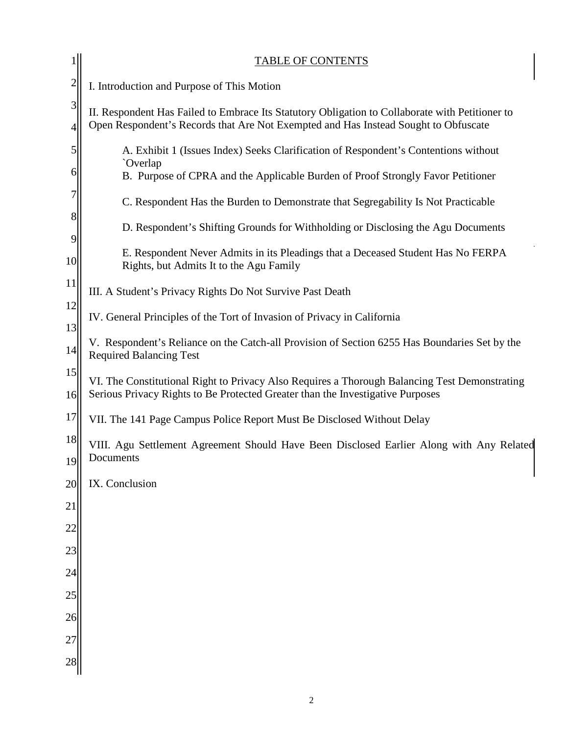## TABLE OF CONTENTS

I. Introduction and Purpose of This Motion

II. Respondent Has Failed to Embrace Its Statutory Obligation to Collaborate with Petitioner to Open Respondent's Records that Are Not Exempted and Has Instead Sought to Obfuscate

- A. Exhibit 1 (Issues Index) Seeks Clarification of Respondent's Contentions without `Overlap
- B. Purpose of CPRA and the Applicable Burden of Proof Strongly Favor Petitioner
- C. Respondent Has the Burden to Demonstrate that Segregability Is Not Practicable
- D. Respondent's Shifting Grounds for Withholding or Disclosing the Agu Documents
- E. Respondent Never Admits in its Pleadings that a Deceased Student Has No FERPA Rights, but Admits It to the Agu Family

III. A Student's Privacy Rights Do Not Survive Past Death

IV. General Principles of the Tort of Invasion of Privacy in California

V. Respondent's Reliance on the Catch-all Provision of Section 6255 Has Boundaries Set by the Required Balancing Test

VI. The Constitutional Right to Privacy Also Requires a Thorough Balancing Test Demonstrating Serious Privacy Rights to Be Protected Greater than the Investigative Purposes

VII. The 141 Page Campus Police Report Must Be Disclosed Without Delay

VIII. Agu Settlement Agreement Should Have Been Disclosed Earlier Along with Any Related Documents

IX. Conclusion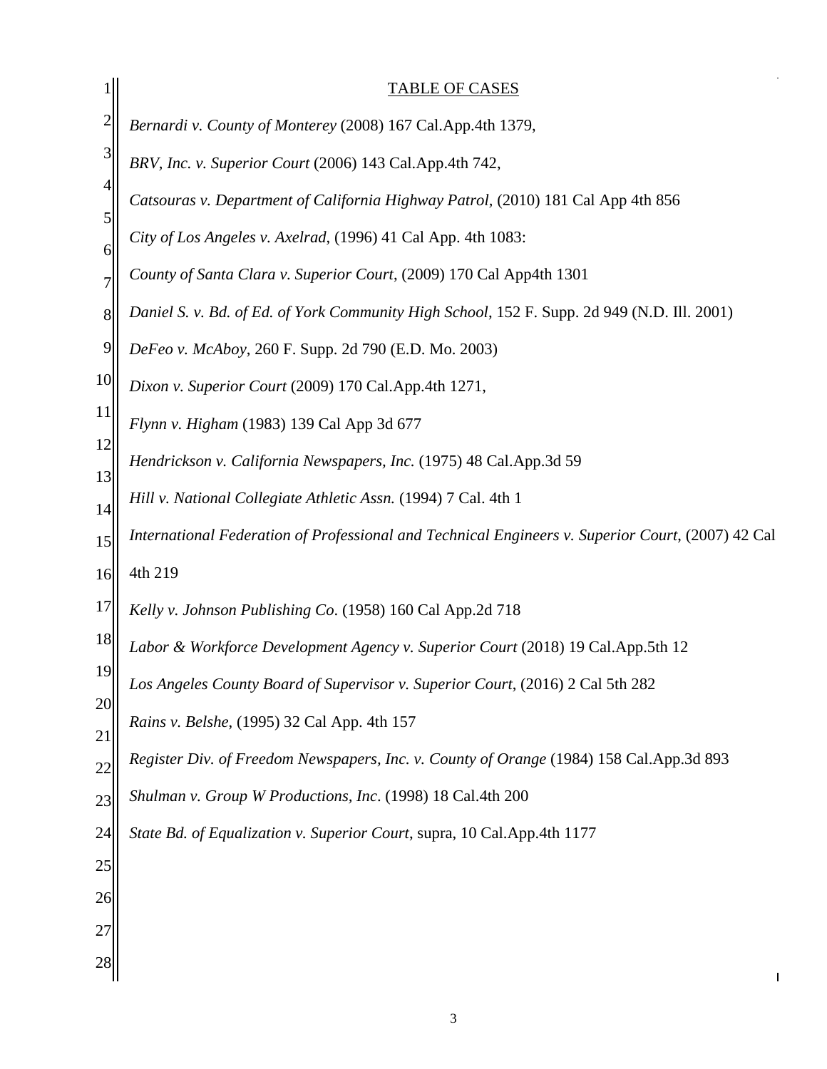# TABLE OF CASES

*Bernardi v. County of Monterey* (2008) 167 Cal.App.4th 1379,

*BRV, Inc. v. Superior Court* (2006) 143 Cal.App.4th 742,

*Catsouras v. Department of California Highway Patrol*, (2010) 181 Cal App 4th 856

*City of Los Angeles v. Axelrad*, (1996) 41 Cal App. 4th 1083:

*County of Santa Clara v. Superior Court*, (2009) 170 Cal App4th 1301

*Daniel S. v. Bd. of Ed. of York Community High School*, 152 F. Supp. 2d 949 (N.D. Ill. 2001)

*DeFeo v. McAboy*, 260 F. Supp. 2d 790 (E.D. Mo. 2003)

*Dixon v. Superior Court* (2009) 170 Cal.App.4th 1271,

*Flynn v. Higham* (1983) 139 Cal App 3d 677

*Hendrickson v. California Newspapers, Inc.* (1975) 48 Cal.App.3d 59

*Hill v. National Collegiate Athletic Assn.* (1994) 7 Cal. 4th 1

*International Federation of Professional and Technical Engineers v. Superior Court*, (2007) 42 Cal 4th 219

*Kelly v. Johnson Publishing Co*. (1958) 160 Cal App.2d 718

*Labor & Workforce Development Agency v. Superior Court* (2018) 19 Cal.App.5th 12

*Los Angeles County Board of Supervisor v. Superior Court*, (2016) 2 Cal 5th 282

*Rains v. Belshe*, (1995) 32 Cal App. 4th 157

*Register Div. of Freedom Newspapers, Inc. v. County of Orange* (1984) 158 Cal.App.3d 893

*Shulman v. Group W Productions, Inc*. (1998) 18 Cal.4th 200

*State Bd. of Equalization v. Superior Court*, supra, 10 Cal.App.4th 1177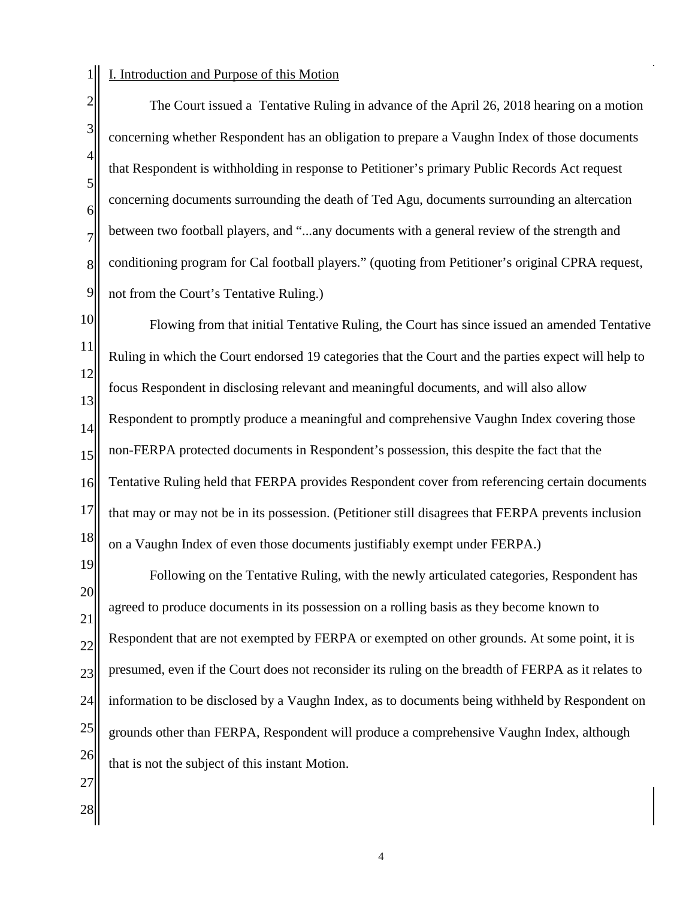I. Introduction and Purpose of this Motion

The Court issued a Tentative Ruling in advance of the April 26, 2018 hearing on a motion concerning whether Respondent has an obligation to prepare a Vaughn Index of those documents that Respondent is withholding in response to Petitioner's primary Public Records Act request concerning documents surrounding the death of Ted Agu, documents surrounding an altercation between two football players, and "...any documents with a general review of the strength and conditioning program for Cal football players." (quoting from Petitioner's original CPRA request, not from the Court's Tentative Ruling.)

Flowing from that initial Tentative Ruling, the Court has since issued an amended Tentative Ruling in which the Court endorsed 19 categories that the Court and the parties expect will help to focus Respondent in disclosing relevant and meaningful documents, and will also allow Respondent to promptly produce a meaningful and comprehensive Vaughn Index covering those non-FERPA protected documents in Respondent's possession, this despite the fact that the Tentative Ruling held that FERPA provides Respondent cover from referencing certain documents that may or may not be in its possession. (Petitioner still disagrees that FERPA prevents inclusion on a Vaughn Index of even those documents justifiably exempt under FERPA.)

Following on the Tentative Ruling, with the newly articulated categories, Respondent has agreed to produce documents in its possession on a rolling basis as they become known to Respondent that are not exempted by FERPA or exempted on other grounds. At some point, it is presumed, even if the Court does not reconsider its ruling on the breadth of FERPA as it relates to information to be disclosed by a Vaughn Index, as to documents being withheld by Respondent on grounds other than FERPA, Respondent will produce a comprehensive Vaughn Index, although that is not the subject of this instant Motion.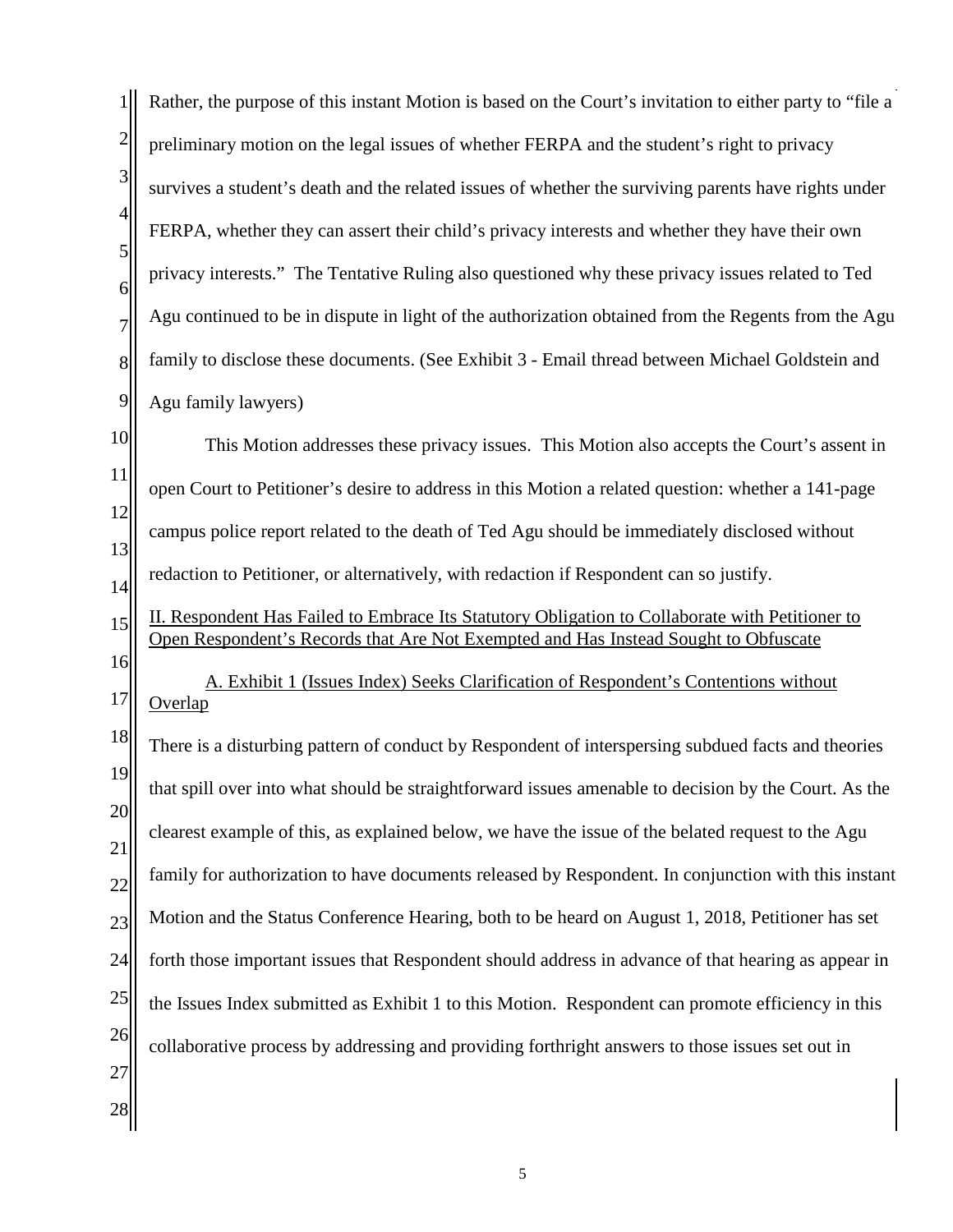Rather, the purpose of this instant Motion is based on the Court's invitation to either party to "file a preliminary motion on the legal issues of whether FERPA and the student's right to privacy survives a student's death and the related issues of whether the surviving parents have rights under FERPA, whether they can assert their child's privacy interests and whether they have their own privacy interests." The Tentative Ruling also questioned why these privacy issues related to Ted Agu continued to be in dispute in light of the authorization obtained from the Regents from the Agu family to disclose these documents. (See Exhibit 3 - Email thread between Michael Goldstein and Agu family lawyers)

This Motion addresses these privacy issues. This Motion also accepts the Court's assent in open Court to Petitioner's desire to address in this Motion a related question: whether a 141-page campus police report related to the death of Ted Agu should be immediately disclosed without redaction to Petitioner, or alternatively, with redaction if Respondent can so justify.

## II. Respondent Has Failed to Embrace Its Statutory Obligation to Collaborate with Petitioner to Open Respondent's Records that Are Not Exempted and Has Instead Sought to Obfuscate

### A. Exhibit 1 (Issues Index) Seeks Clarification of Respondent's Contentions without Overlap

There is a disturbing pattern of conduct by Respondent of interspersing subdued facts and theories that spill over into what should be straightforward issues amenable to decision by the Court. As the clearest example of this, as explained below, we have the issue of the belated request to the Agu family for authorization to have documents released by Respondent. In conjunction with this instant Motion and the Status Conference Hearing, both to be heard on August 1, 2018, Petitioner has set forth those important issues that Respondent should address in advance of that hearing as appear in the Issues Index submitted as Exhibit 1 to this Motion. Respondent can promote efficiency in this collaborative process by addressing and providing forthright answers to those issues set out in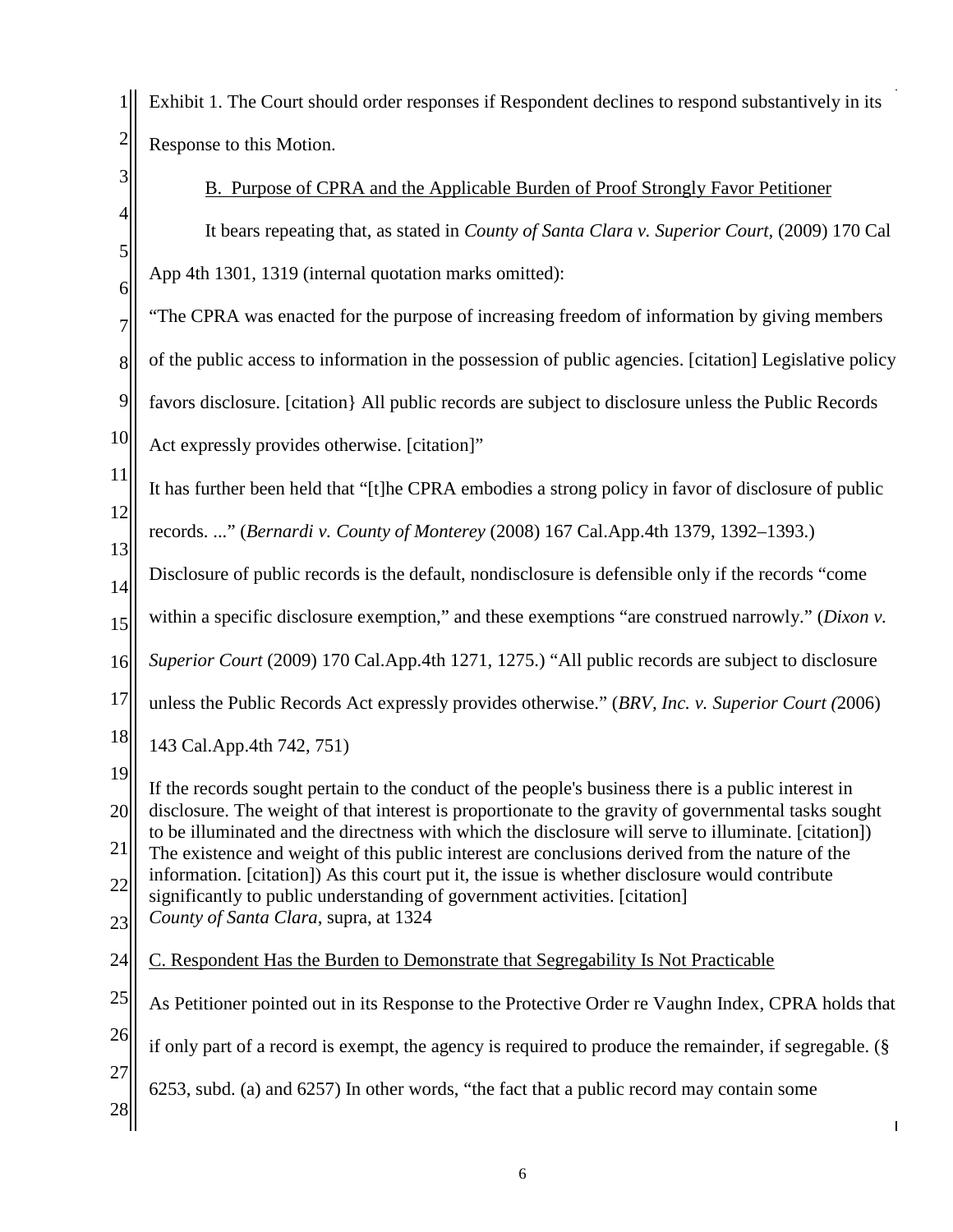Exhibit 1. The Court should order responses if Respondent declines to respond substantively in its Response to this Motion.

B. Purpose of CPRA and the Applicable Burden of Proof Strongly Favor Petitioner

It bears repeating that, as stated in *County of Santa Clara v. Superior Court,* (2009) 170 Cal App 4th 1301, 1319 (internal quotation marks omitted):

"The CPRA was enacted for the purpose of increasing freedom of information by giving members of the public access to information in the possession of public agencies. [citation] Legislative policy favors disclosure. [citation} All public records are subject to disclosure unless the Public Records Act expressly provides otherwise. [citation]"

It has further been held that "[t]he CPRA embodies a strong policy in favor of disclosure of public records. ..." (*Bernardi v. County of Monterey* (2008) 167 Cal.App.4th 1379, 1392–1393.) Disclosure of public records is the default, nondisclosure is defensible only if the records "come within a specific disclosure exemption," and these exemptions "are construed narrowly." (*Dixon v. Superior Court* (2009) 170 Cal.App.4th 1271, 1275.) "All public records are subject to disclosure unless the Public Records Act expressly provides otherwise." (*BRV, Inc. v. Superior Court (*2006) 143 Cal.App.4th 742, 751)

> If the records sought pertain to the conduct of the people's business there is a public interest in disclosure. The weight of that interest is proportionate to the gravity of governmental tasks sought to be illuminated and the directness with which the disclosure will serve to illuminate. [citation]) The existence and weight of this public interest are conclusions derived from the nature of the information. [citation]) As this court put it, the issue is whether disclosure would contribute significantly to public understanding of government activities. [citation]
> *County of Santa Clara*, supra, at 1324

C. Respondent Has the Burden to Demonstrate that Segregability Is Not Practicable

As Petitioner pointed out in its Response to the Protective Order re Vaughn Index, CPRA holds that if only part of a record is exempt, the agency is required to produce the remainder, if segregable. (§ 6253, subd. (a) and 6257) In other words, "the fact that a public record may contain some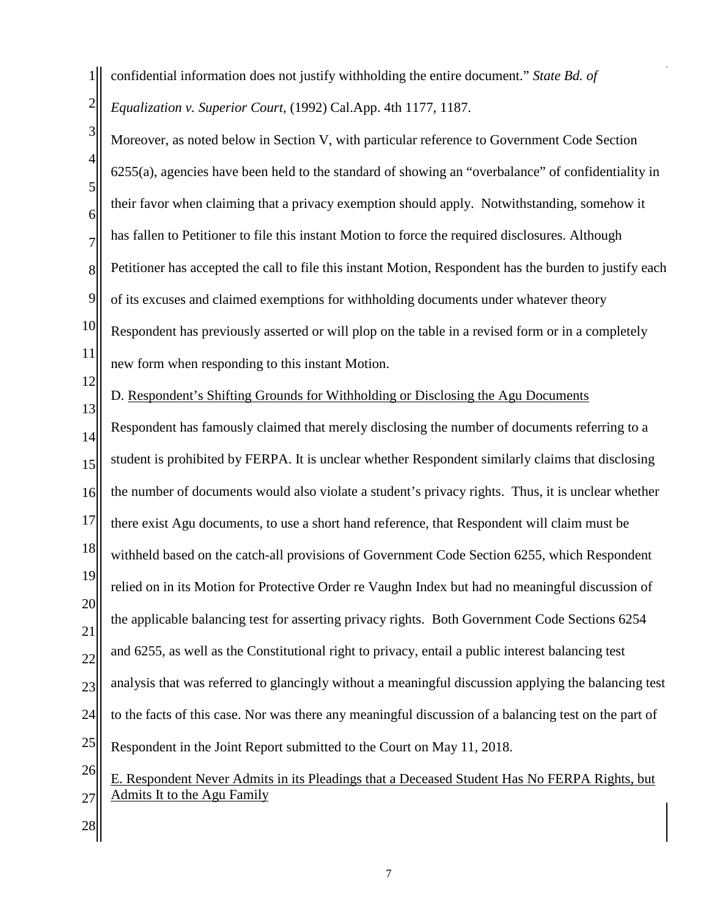confidential information does not justify withholding the entire document." *State Bd. of Equalization v. Superior Court,* (1992) Cal.App. 4th 1177, 1187.

Moreover, as noted below in Section V, with particular reference to Government Code Section 6255(a), agencies have been held to the standard of showing an "overbalance" of confidentiality in their favor when claiming that a privacy exemption should apply. Notwithstanding, somehow it has fallen to Petitioner to file this instant Motion to force the required disclosures. Although Petitioner has accepted the call to file this instant Motion, Respondent has the burden to justify each of its excuses and claimed exemptions for withholding documents under whatever theory Respondent has previously asserted or will plop on the table in a revised form or in a completely new form when responding to this instant Motion.

D. <u>Respondent's Shifting Grounds for Withholding or Disclosing the Agu Documents</u>

Respondent has famously claimed that merely disclosing the number of documents referring to a student is prohibited by FERPA. It is unclear whether Respondent similarly claims that disclosing the number of documents would also violate a student's privacy rights. Thus, it is unclear whether there exist Agu documents, to use a short hand reference, that Respondent will claim must be withheld based on the catch-all provisions of Government Code Section 6255, which Respondent relied on in its Motion for Protective Order re Vaughn Index but had no meaningful discussion of the applicable balancing test for asserting privacy rights. Both Government Code Sections 6254 and 6255, as well as the Constitutional right to privacy, entail a public interest balancing test analysis that was referred to glancingly without a meaningful discussion applying the balancing test to the facts of this case. Nor was there any meaningful discussion of a balancing test on the part of Respondent in the Joint Report submitted to the Court on May 11, 2018.

E. <u>Respondent Never Admits in its Pleadings that a Deceased Student Has No FERPA Rights, but Admits It to the Agu Family</u>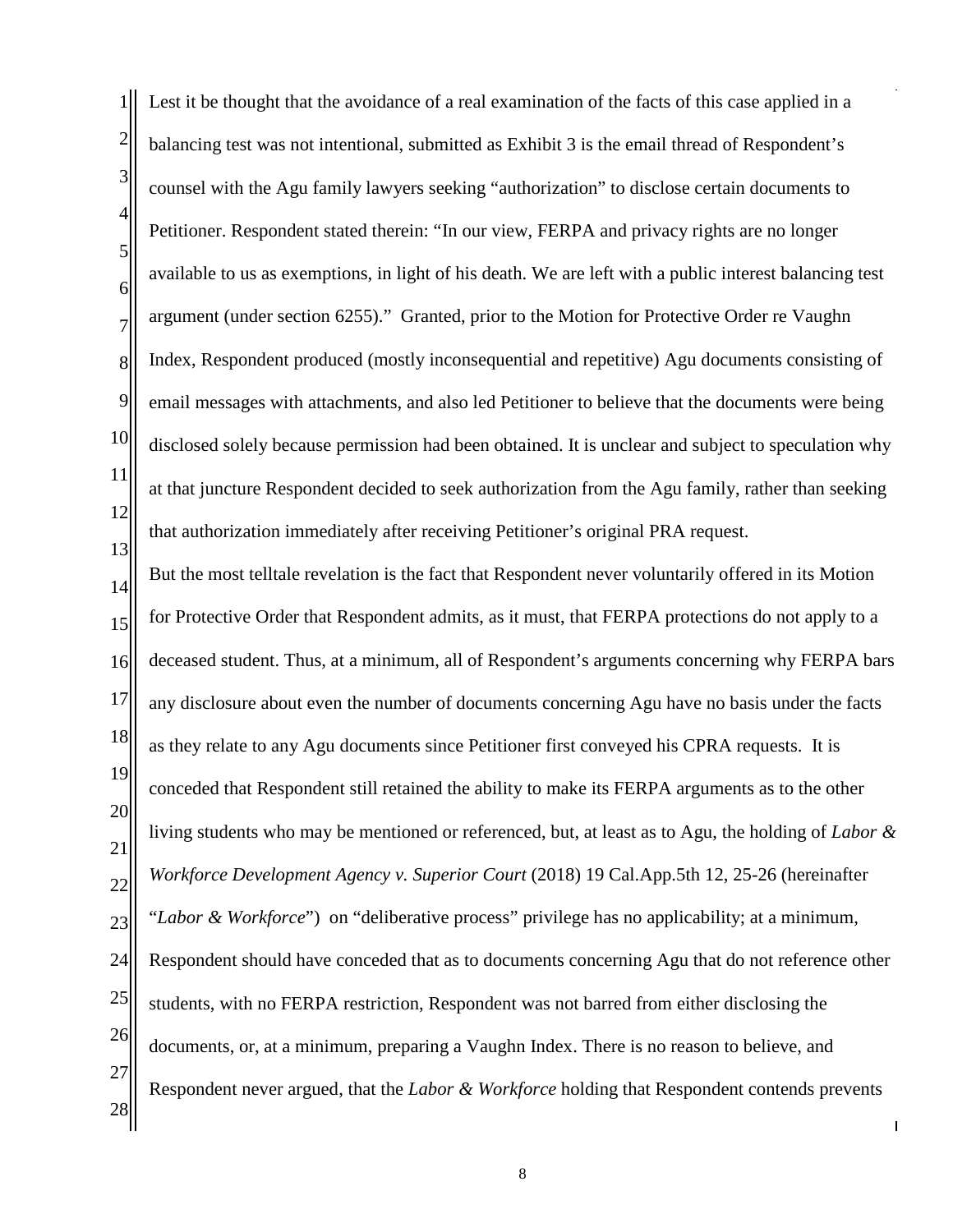Lest it be thought that the avoidance of a real examination of the facts of this case applied in a balancing test was not intentional, submitted as Exhibit 3 is the email thread of Respondent's counsel with the Agu family lawyers seeking "authorization" to disclose certain documents to Petitioner. Respondent stated therein: "In our view, FERPA and privacy rights are no longer available to us as exemptions, in light of his death. We are left with a public interest balancing test argument (under section 6255)." Granted, prior to the Motion for Protective Order re Vaughn Index, Respondent produced (mostly inconsequential and repetitive) Agu documents consisting of email messages with attachments, and also led Petitioner to believe that the documents were being disclosed solely because permission had been obtained. It is unclear and subject to speculation why at that juncture Respondent decided to seek authorization from the Agu family, rather than seeking that authorization immediately after receiving Petitioner's original PRA request.

But the most telltale revelation is the fact that Respondent never voluntarily offered in its Motion for Protective Order that Respondent admits, as it must, that FERPA protections do not apply to a deceased student. Thus, at a minimum, all of Respondent's arguments concerning why FERPA bars any disclosure about even the number of documents concerning Agu have no basis under the facts as they relate to any Agu documents since Petitioner first conveyed his CPRA requests. It is conceded that Respondent still retained the ability to make its FERPA arguments as to the other living students who may be mentioned or referenced, but, at least as to Agu, the holding of *Labor & Workforce Development Agency v. Superior Court* (2018) 19 Cal.App.5th 12, 25-26 (hereinafter "*Labor & Workforce*") on "deliberative process" privilege has no applicability; at a minimum, Respondent should have conceded that as to documents concerning Agu that do not reference other students, with no FERPA restriction, Respondent was not barred from either disclosing the documents, or, at a minimum, preparing a Vaughn Index. There is no reason to believe, and Respondent never argued, that the *Labor & Workforce* holding that Respondent contends prevents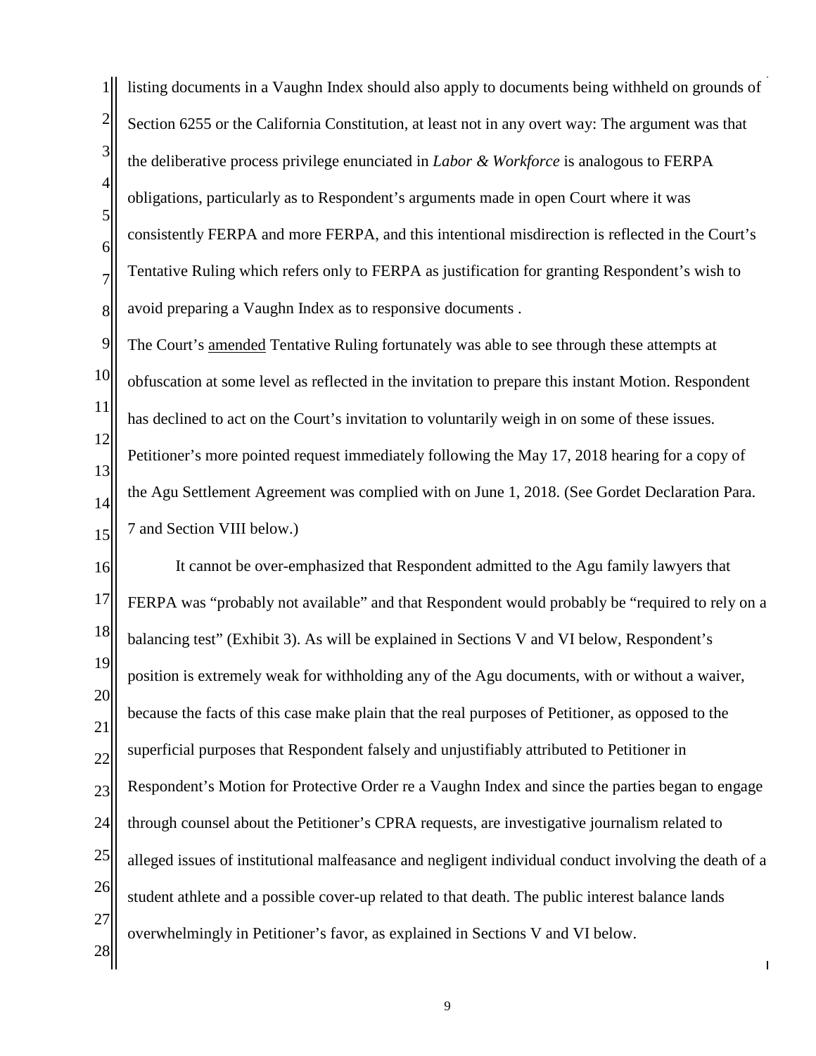listing documents in a Vaughn Index should also apply to documents being withheld on grounds of Section 6255 or the California Constitution, at least not in any overt way: The argument was that the deliberative process privilege enunciated in *Labor & Workforce* is analogous to FERPA obligations, particularly as to Respondent's arguments made in open Court where it was consistently FERPA and more FERPA, and this intentional misdirection is reflected in the Court's Tentative Ruling which refers only to FERPA as justification for granting Respondent's wish to avoid preparing a Vaughn Index as to responsive documents .

The Court's <u>amended</u> Tentative Ruling fortunately was able to see through these attempts at obfuscation at some level as reflected in the invitation to prepare this instant Motion. Respondent has declined to act on the Court's invitation to voluntarily weigh in on some of these issues. Petitioner's more pointed request immediately following the May 17, 2018 hearing for a copy of the Agu Settlement Agreement was complied with on June 1, 2018. (See Gordet Declaration Para. 7 and Section VIII below.)

It cannot be over-emphasized that Respondent admitted to the Agu family lawyers that FERPA was "probably not available" and that Respondent would probably be "required to rely on a balancing test" (Exhibit 3). As will be explained in Sections V and VI below, Respondent's position is extremely weak for withholding any of the Agu documents, with or without a waiver, because the facts of this case make plain that the real purposes of Petitioner, as opposed to the superficial purposes that Respondent falsely and unjustifiably attributed to Petitioner in Respondent's Motion for Protective Order re a Vaughn Index and since the parties began to engage through counsel about the Petitioner's CPRA requests, are investigative journalism related to alleged issues of institutional malfeasance and negligent individual conduct involving the death of a student athlete and a possible cover-up related to that death. The public interest balance lands overwhelmingly in Petitioner's favor, as explained in Sections V and VI below.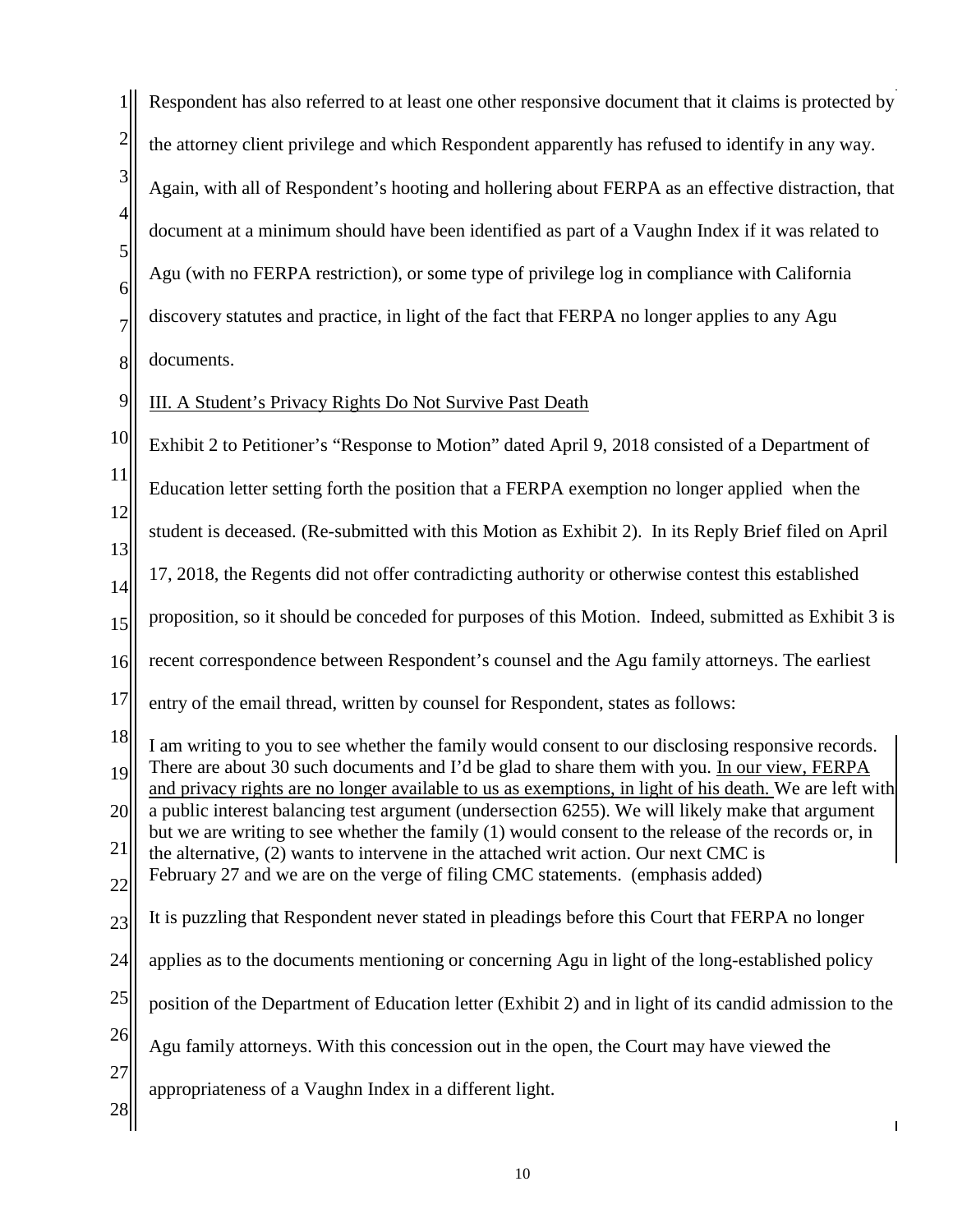Respondent has also referred to at least one other responsive document that it claims is protected by the attorney client privilege and which Respondent apparently has refused to identify in any way. Again, with all of Respondent's hooting and hollering about FERPA as an effective distraction, that document at a minimum should have been identified as part of a Vaughn Index if it was related to Agu (with no FERPA restriction), or some type of privilege log in compliance with California discovery statutes and practice, in light of the fact that FERPA no longer applies to any Agu documents.

<u>III. A Student's Privacy Rights Do Not Survive Past Death</u>

Exhibit 2 to Petitioner's "Response to Motion" dated April 9, 2018 consisted of a Department of Education letter setting forth the position that a FERPA exemption no longer applied when the student is deceased. (Re-submitted with this Motion as Exhibit 2). In its Reply Brief filed on April 17, 2018, the Regents did not offer contradicting authority or otherwise contest this established proposition, so it should be conceded for purposes of this Motion. Indeed, submitted as Exhibit 3 is recent correspondence between Respondent's counsel and the Agu family attorneys. The earliest entry of the email thread, written by counsel for Respondent, states as follows:

> I am writing to you to see whether the family would consent to our disclosing responsive records. There are about 30 such documents and I'd be glad to share them with you. <u>In our view, FERPA and privacy rights are no longer available to us as exemptions, in light of his death.</u> We are left with a public interest balancing test argument (undersection 6255). We will likely make that argument but we are writing to see whether the family (1) would consent to the release of the records or, in the alternative, (2) wants to intervene in the attached writ action. Our next CMC is February 27 and we are on the verge of filing CMC statements. (emphasis added)

It is puzzling that Respondent never stated in pleadings before this Court that FERPA no longer applies as to the documents mentioning or concerning Agu in light of the long-established policy position of the Department of Education letter (Exhibit 2) and in light of its candid admission to the Agu family attorneys. With this concession out in the open, the Court may have viewed the appropriateness of a Vaughn Index in a different light.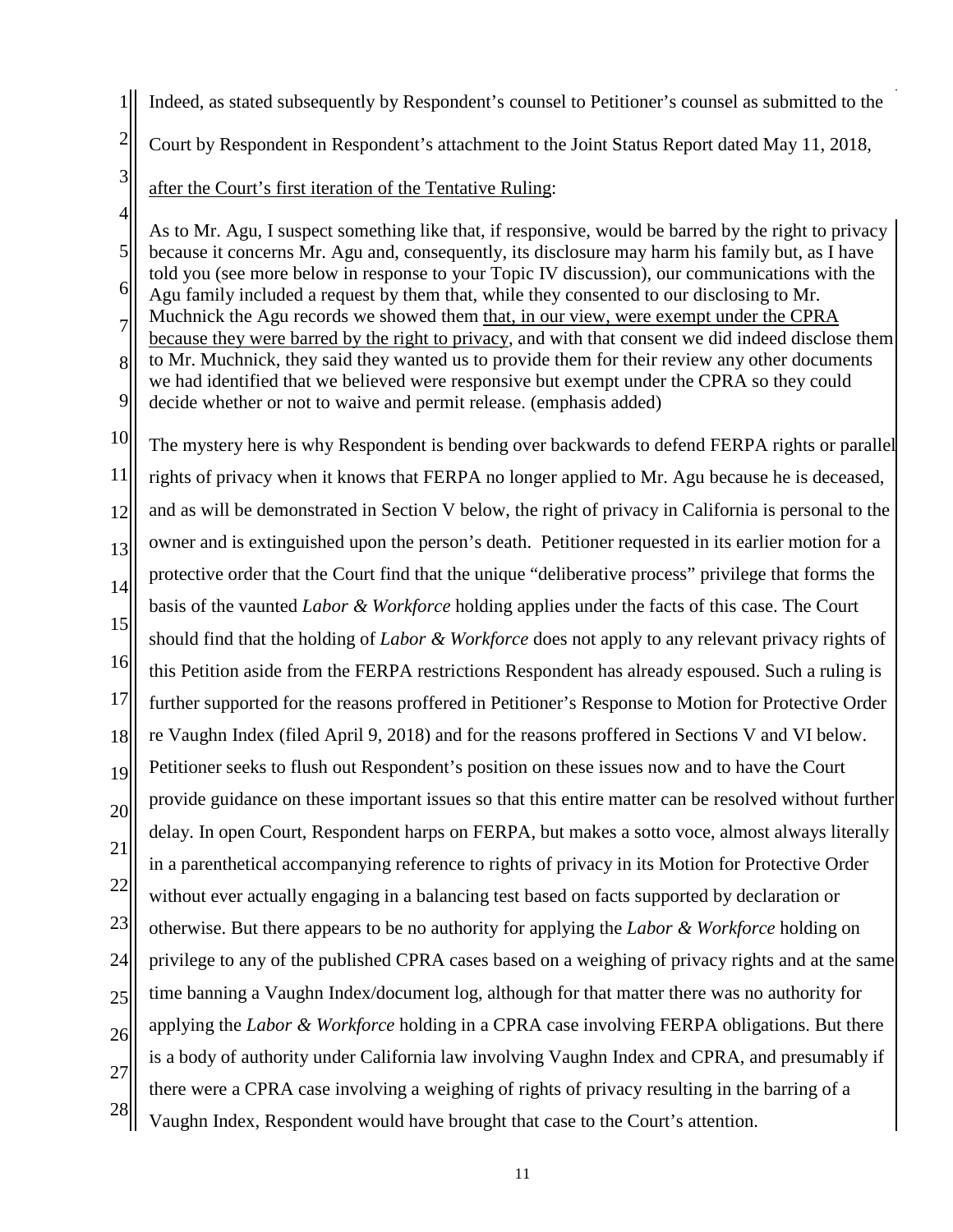Indeed, as stated subsequently by Respondent's counsel to Petitioner's counsel as submitted to the Court by Respondent in Respondent's attachment to the Joint Status Report dated May 11, 2018, <u>after the Court's first iteration of the Tentative Ruling</u>:

> As to Mr. Agu, I suspect something like that, if responsive, would be barred by the right to privacy because it concerns Mr. Agu and, consequently, its disclosure may harm his family but, as I have told you (see more below in response to your Topic IV discussion), our communications with the Agu family included a request by them that, while they consented to our disclosing to Mr. Muchnick the Agu records we showed them <u>that, in our view, were exempt under the CPRA because they were barred by the right to privacy</u>, and with that consent we did indeed disclose them to Mr. Muchnick, they said they wanted us to provide them for their review any other documents we had identified that we believed were responsive but exempt under the CPRA so they could decide whether or not to waive and permit release. (emphasis added)

The mystery here is why Respondent is bending over backwards to defend FERPA rights or parallel rights of privacy when it knows that FERPA no longer applied to Mr. Agu because he is deceased, and as will be demonstrated in Section V below, the right of privacy in California is personal to the owner and is extinguished upon the person's death. Petitioner requested in its earlier motion for a protective order that the Court find that the unique "deliberative process" privilege that forms the basis of the vaunted *Labor & Workforce* holding applies under the facts of this case. The Court should find that the holding of *Labor & Workforce* does not apply to any relevant privacy rights of this Petition aside from the FERPA restrictions Respondent has already espoused. Such a ruling is further supported for the reasons proffered in Petitioner's Response to Motion for Protective Order re Vaughn Index (filed April 9, 2018) and for the reasons proffered in Sections V and VI below. Petitioner seeks to flush out Respondent's position on these issues now and to have the Court provide guidance on these important issues so that this entire matter can be resolved without further delay. In open Court, Respondent harps on FERPA, but makes a sotto voce, almost always literally in a parenthetical accompanying reference to rights of privacy in its Motion for Protective Order without ever actually engaging in a balancing test based on facts supported by declaration or otherwise. But there appears to be no authority for applying the *Labor & Workforce* holding on privilege to any of the published CPRA cases based on a weighing of privacy rights and at the same time banning a Vaughn Index/document log, although for that matter there was no authority for applying the *Labor & Workforce* holding in a CPRA case involving FERPA obligations. But there is a body of authority under California law involving Vaughn Index and CPRA, and presumably if there were a CPRA case involving a weighing of rights of privacy resulting in the barring of a Vaughn Index, Respondent would have brought that case to the Court's attention.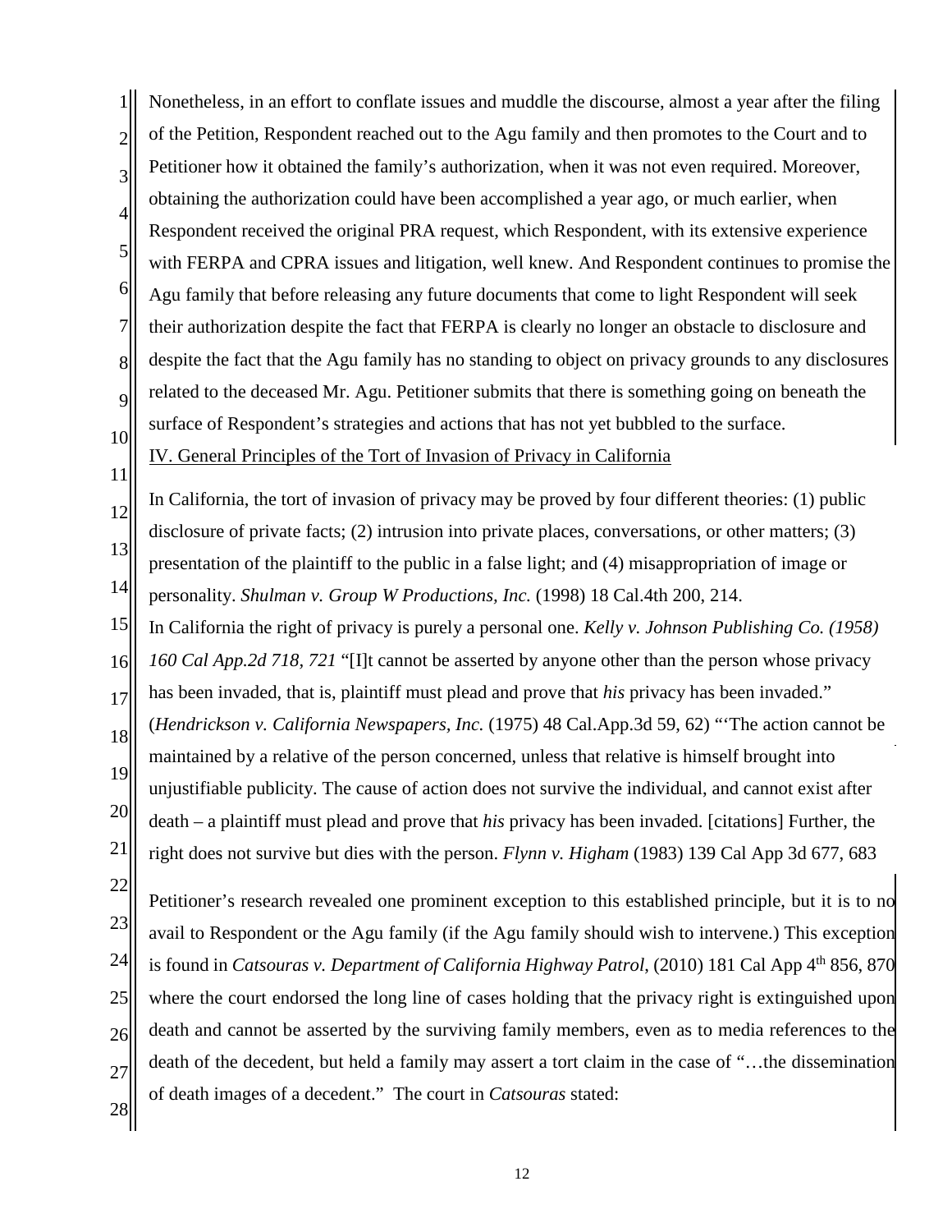Nonetheless, in an effort to conflate issues and muddle the discourse, almost a year after the filing of the Petition, Respondent reached out to the Agu family and then promotes to the Court and to Petitioner how it obtained the family's authorization, when it was not even required. Moreover, obtaining the authorization could have been accomplished a year ago, or much earlier, when Respondent received the original PRA request, which Respondent, with its extensive experience with FERPA and CPRA issues and litigation, well knew. And Respondent continues to promise the Agu family that before releasing any future documents that come to light Respondent will seek their authorization despite the fact that FERPA is clearly no longer an obstacle to disclosure and despite the fact that the Agu family has no standing to object on privacy grounds to any disclosures related to the deceased Mr. Agu. Petitioner submits that there is something going on beneath the surface of Respondent's strategies and actions that has not yet bubbled to the surface.

IV. General Principles of the Tort of Invasion of Privacy in California

In California, the tort of invasion of privacy may be proved by four different theories: (1) public disclosure of private facts; (2) intrusion into private places, conversations, or other matters; (3) presentation of the plaintiff to the public in a false light; and (4) misappropriation of image or personality. *Shulman v. Group W Productions, Inc.* (1998) 18 Cal.4th 200, 214.

In California the right of privacy is purely a personal one. *Kelly v. Johnson Publishing Co. (1958) 160 Cal App.2d 718, 721* "[I]t cannot be asserted by anyone other than the person whose privacy has been invaded, that is, plaintiff must plead and prove that *his* privacy has been invaded." (*Hendrickson v. California Newspapers, Inc.* (1975) 48 Cal.App.3d 59, 62) "'The action cannot be maintained by a relative of the person concerned, unless that relative is himself brought into unjustifiable publicity. The cause of action does not survive the individual, and cannot exist after death – a plaintiff must plead and prove that *his* privacy has been invaded. [citations] Further, the right does not survive but dies with the person. *Flynn v. Higham* (1983) 139 Cal App 3d 677, 683

Petitioner's research revealed one prominent exception to this established principle, but it is to no avail to Respondent or the Agu family (if the Agu family should wish to intervene.) This exception is found in *Catsouras v. Department of California Highway Patrol*, (2010) 181 Cal App 4th 856, 870 where the court endorsed the long line of cases holding that the privacy right is extinguished upon death and cannot be asserted by the surviving family members, even as to media references to the death of the decedent, but held a family may assert a tort claim in the case of "…the dissemination of death images of a decedent." The court in *Catsouras* stated: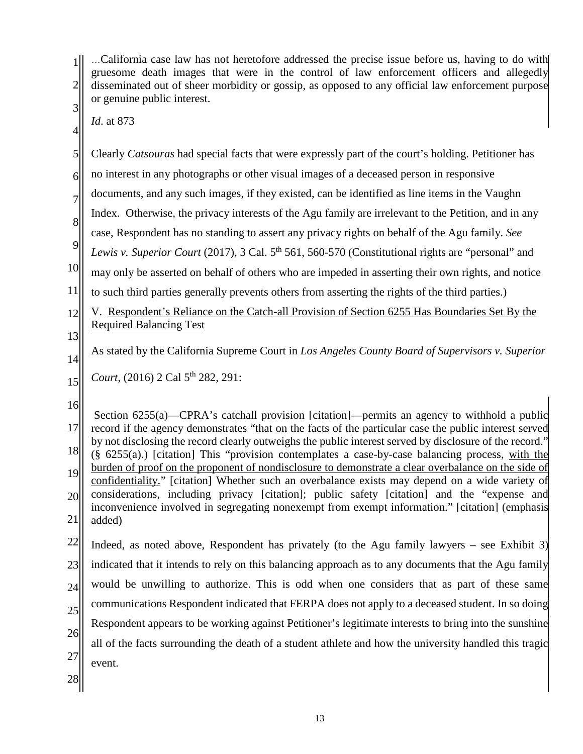> ...California case law has not heretofore addressed the precise issue before us, having to do with gruesome death images that were in the control of law enforcement officers and allegedly disseminated out of sheer morbidity or gossip, as opposed to any official law enforcement purpose or genuine public interest.
>
> *Id*. at 873

Clearly *Catsouras* had special facts that were expressly part of the court's holding. Petitioner has no interest in any photographs or other visual images of a deceased person in responsive documents, and any such images, if they existed, can be identified as line items in the Vaughn Index. Otherwise, the privacy interests of the Agu family are irrelevant to the Petition, and in any case, Respondent has no standing to assert any privacy rights on behalf of the Agu family. *See Lewis v. Superior Court* (2017), 3 Cal. 5th 561, 560-570 (Constitutional rights are "personal" and may only be asserted on behalf of others who are impeded in asserting their own rights, and notice to such third parties generally prevents others from asserting the rights of the third parties.)

V. <u>Respondent's Reliance on the Catch-all Provision of Section 6255 Has Boundaries Set By the Required Balancing Test</u>

As stated by the California Supreme Court in *Los Angeles County Board of Supervisors v. Superior Court*, (2016) 2 Cal 5th 282, 291:

> Section 6255(a)—CPRA's catchall provision [citation]—permits an agency to withhold a public record if the agency demonstrates "that on the facts of the particular case the public interest served by not disclosing the record clearly outweighs the public interest served by disclosure of the record." (§ 6255(a).) [citation] This "provision contemplates a case-by-case balancing process, <u>with the burden of proof on the proponent of nondisclosure to demonstrate a clear overbalance on the side of confidentiality.</u>" [citation] Whether such an overbalance exists may depend on a wide variety of considerations, including privacy [citation]; public safety [citation] and the "expense and inconvenience involved in segregating nonexempt from exempt information." [citation] (emphasis added)

Indeed, as noted above, Respondent has privately (to the Agu family lawyers – see Exhibit 3) indicated that it intends to rely on this balancing approach as to any documents that the Agu family would be unwilling to authorize. This is odd when one considers that as part of these same communications Respondent indicated that FERPA does not apply to a deceased student. In so doing Respondent appears to be working against Petitioner's legitimate interests to bring into the sunshine all of the facts surrounding the death of a student athlete and how the university handled this tragic event.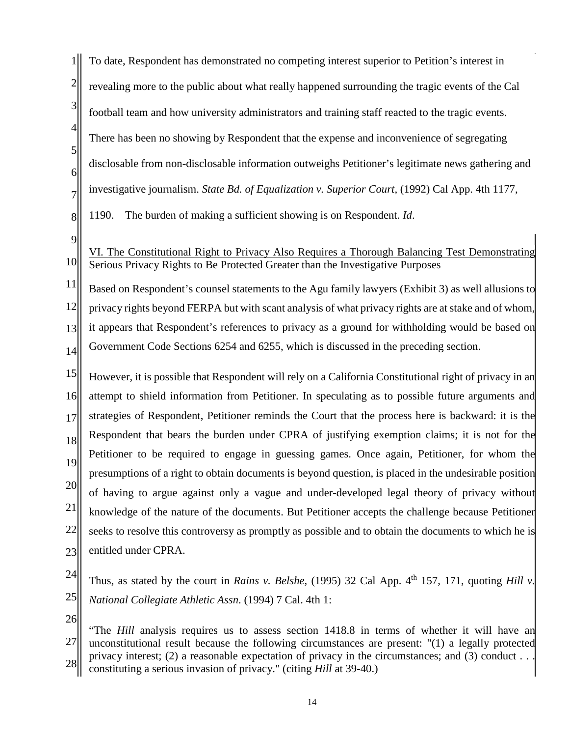To date, Respondent has demonstrated no competing interest superior to Petition's interest in revealing more to the public about what really happened surrounding the tragic events of the Cal football team and how university administrators and training staff reacted to the tragic events. There has been no showing by Respondent that the expense and inconvenience of segregating disclosable from non-disclosable information outweighs Petitioner's legitimate news gathering and investigative journalism. *State Bd. of Equalization v. Superior Court,* (1992) Cal App. 4th 1177, 1190. The burden of making a sufficient showing is on Respondent. *Id*.

VI. The Constitutional Right to Privacy Also Requires a Thorough Balancing Test Demonstrating Serious Privacy Rights to Be Protected Greater than the Investigative Purposes

Based on Respondent's counsel statements to the Agu family lawyers (Exhibit 3) as well allusions to privacy rights beyond FERPA but with scant analysis of what privacy rights are at stake and of whom, it appears that Respondent's references to privacy as a ground for withholding would be based on Government Code Sections 6254 and 6255, which is discussed in the preceding section.

However, it is possible that Respondent will rely on a California Constitutional right of privacy in an attempt to shield information from Petitioner. In speculating as to possible future arguments and strategies of Respondent, Petitioner reminds the Court that the process here is backward: it is the Respondent that bears the burden under CPRA of justifying exemption claims; it is not for the Petitioner to be required to engage in guessing games. Once again, Petitioner, for whom the presumptions of a right to obtain documents is beyond question, is placed in the undesirable position of having to argue against only a vague and under-developed legal theory of privacy without knowledge of the nature of the documents. But Petitioner accepts the challenge because Petitioner seeks to resolve this controversy as promptly as possible and to obtain the documents to which he is entitled under CPRA.

Thus, as stated by the court in *Rains v. Belshe,* (1995) 32 Cal App. 4th 157, 171, quoting *Hill v. National Collegiate Athletic Assn*. (1994) 7 Cal. 4th 1:

> "The *Hill* analysis requires us to assess section 1418.8 in terms of whether it will have an unconstitutional result because the following circumstances are present: "(1) a legally protected privacy interest; (2) a reasonable expectation of privacy in the circumstances; and (3) conduct . . . constituting a serious invasion of privacy." (citing *Hill* at 39-40.)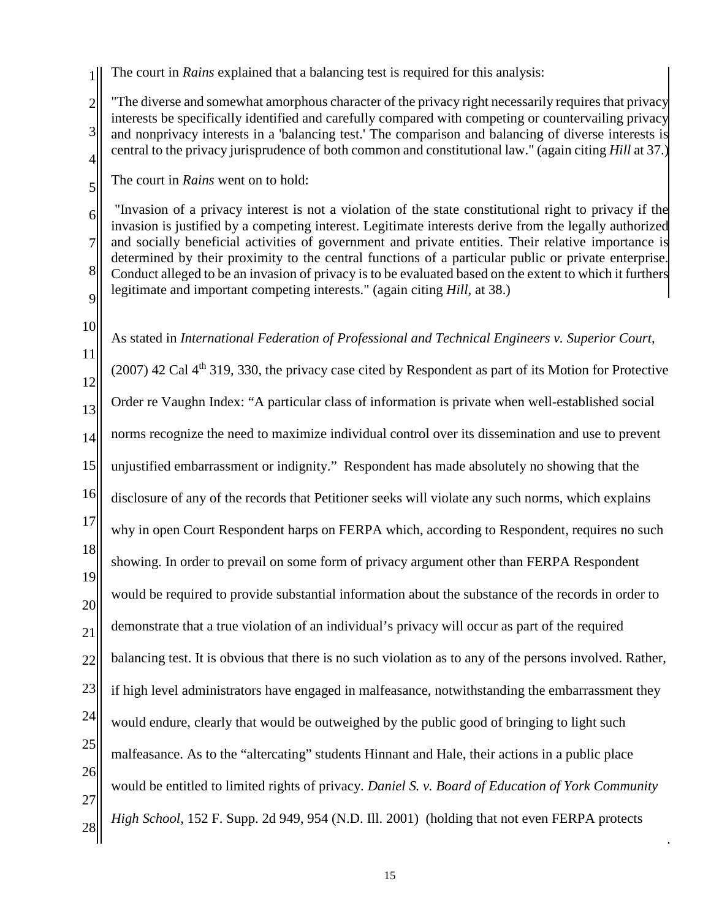The court in *Rains* explained that a balancing test is required for this analysis:

> "The diverse and somewhat amorphous character of the privacy right necessarily requires that privacy interests be specifically identified and carefully compared with competing or countervailing privacy and nonprivacy interests in a 'balancing test.' The comparison and balancing of diverse interests is central to the privacy jurisprudence of both common and constitutional law." (again citing *Hill* at 37.)

The court in *Rains* went on to hold:

> "Invasion of a privacy interest is not a violation of the state constitutional right to privacy if the invasion is justified by a competing interest. Legitimate interests derive from the legally authorized and socially beneficial activities of government and private entities. Their relative importance is determined by their proximity to the central functions of a particular public or private enterprise. Conduct alleged to be an invasion of privacy is to be evaluated based on the extent to which it furthers legitimate and important competing interests." (again citing *Hill,* at 38.)

As stated in *International Federation of Professional and Technical Engineers v. Superior Court*, (2007) 42 Cal 4th 319, 330, the privacy case cited by Respondent as part of its Motion for Protective Order re Vaughn Index: "A particular class of information is private when well-established social norms recognize the need to maximize individual control over its dissemination and use to prevent unjustified embarrassment or indignity." Respondent has made absolutely no showing that the disclosure of any of the records that Petitioner seeks will violate any such norms, which explains why in open Court Respondent harps on FERPA which, according to Respondent, requires no such showing. In order to prevail on some form of privacy argument other than FERPA Respondent would be required to provide substantial information about the substance of the records in order to demonstrate that a true violation of an individual's privacy will occur as part of the required balancing test. It is obvious that there is no such violation as to any of the persons involved. Rather, if high level administrators have engaged in malfeasance, notwithstanding the embarrassment they would endure, clearly that would be outweighed by the public good of bringing to light such malfeasance. As to the "altercating" students Hinnant and Hale, their actions in a public place would be entitled to limited rights of privacy. *Daniel S. v. Board of Education of York Community High School*, 152 F. Supp. 2d 949, 954 (N.D. Ill. 2001) (holding that not even FERPA protects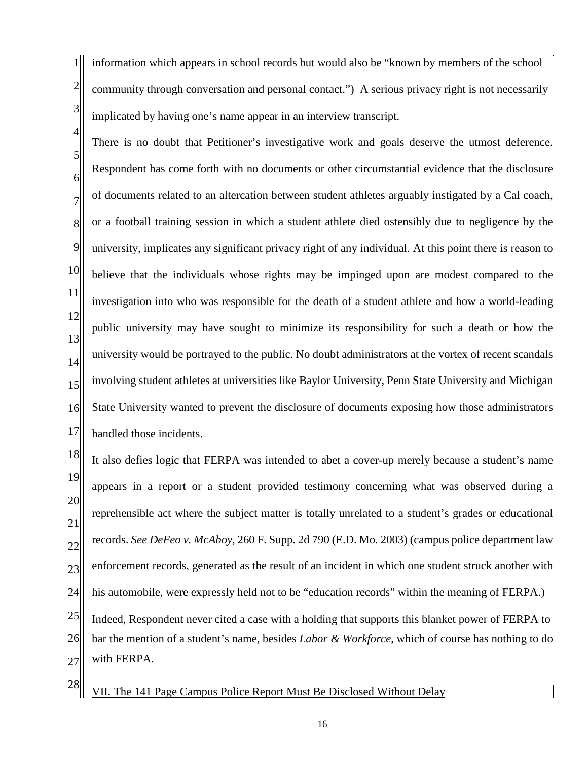information which appears in school records but would also be "known by members of the school community through conversation and personal contact.") A serious privacy right is not necessarily implicated by having one's name appear in an interview transcript.

There is no doubt that Petitioner's investigative work and goals deserve the utmost deference. Respondent has come forth with no documents or other circumstantial evidence that the disclosure of documents related to an altercation between student athletes arguably instigated by a Cal coach, or a football training session in which a student athlete died ostensibly due to negligence by the university, implicates any significant privacy right of any individual. At this point there is reason to believe that the individuals whose rights may be impinged upon are modest compared to the investigation into who was responsible for the death of a student athlete and how a world-leading public university may have sought to minimize its responsibility for such a death or how the university would be portrayed to the public. No doubt administrators at the vortex of recent scandals involving student athletes at universities like Baylor University, Penn State University and Michigan State University wanted to prevent the disclosure of documents exposing how those administrators handled those incidents.

It also defies logic that FERPA was intended to abet a cover-up merely because a student's name appears in a report or a student provided testimony concerning what was observed during a reprehensible act where the subject matter is totally unrelated to a student's grades or educational records. *See DeFeo v. McAboy*, 260 F. Supp. 2d 790 (E.D. Mo. 2003) (campus police department law enforcement records, generated as the result of an incident in which one student struck another with his automobile, were expressly held not to be "education records" within the meaning of FERPA.) Indeed, Respondent never cited a case with a holding that supports this blanket power of FERPA to bar the mention of a student's name, besides *Labor & Workforce*, which of course has nothing to do with FERPA.

VII. The 141 Page Campus Police Report Must Be Disclosed Without Delay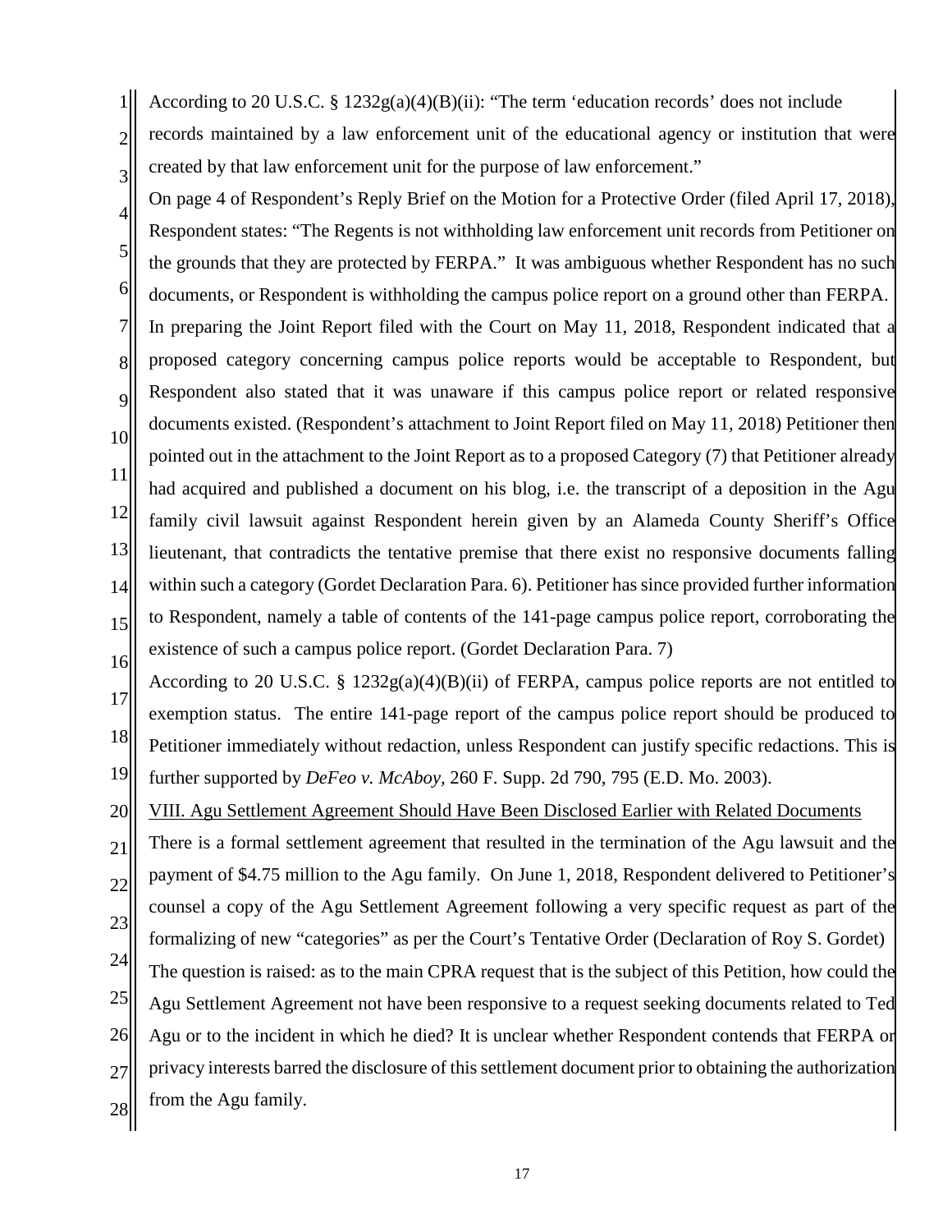According to 20 U.S.C. § 1232g(a)(4)(B)(ii): "The term 'education records' does not include records maintained by a law enforcement unit of the educational agency or institution that were created by that law enforcement unit for the purpose of law enforcement."

On page 4 of Respondent's Reply Brief on the Motion for a Protective Order (filed April 17, 2018), Respondent states: "The Regents is not withholding law enforcement unit records from Petitioner on the grounds that they are protected by FERPA." It was ambiguous whether Respondent has no such documents, or Respondent is withholding the campus police report on a ground other than FERPA. In preparing the Joint Report filed with the Court on May 11, 2018, Respondent indicated that a proposed category concerning campus police reports would be acceptable to Respondent, but Respondent also stated that it was unaware if this campus police report or related responsive documents existed. (Respondent's attachment to Joint Report filed on May 11, 2018) Petitioner then pointed out in the attachment to the Joint Report as to a proposed Category (7) that Petitioner already had acquired and published a document on his blog, i.e. the transcript of a deposition in the Agu family civil lawsuit against Respondent herein given by an Alameda County Sheriff's Office lieutenant, that contradicts the tentative premise that there exist no responsive documents falling within such a category (Gordet Declaration Para. 6). Petitioner has since provided further information to Respondent, namely a table of contents of the 141-page campus police report, corroborating the existence of such a campus police report. (Gordet Declaration Para. 7)

According to 20 U.S.C. § 1232g(a)(4)(B)(ii) of FERPA, campus police reports are not entitled to exemption status. The entire 141-page report of the campus police report should be produced to Petitioner immediately without redaction, unless Respondent can justify specific redactions. This is further supported by *DeFeo v. McAboy,* 260 F. Supp. 2d 790, 795 (E.D. Mo. 2003).

## VIII. Agu Settlement Agreement Should Have Been Disclosed Earlier with Related Documents

There is a formal settlement agreement that resulted in the termination of the Agu lawsuit and the payment of $4.75 million to the Agu family. On June 1, 2018, Respondent delivered to Petitioner's counsel a copy of the Agu Settlement Agreement following a very specific request as part of the formalizing of new "categories" as per the Court's Tentative Order (Declaration of Roy S. Gordet)

The question is raised: as to the main CPRA request that is the subject of this Petition, how could the Agu Settlement Agreement not have been responsive to a request seeking documents related to Ted Agu or to the incident in which he died? It is unclear whether Respondent contends that FERPA or privacy interests barred the disclosure of this settlement document prior to obtaining the authorization from the Agu family.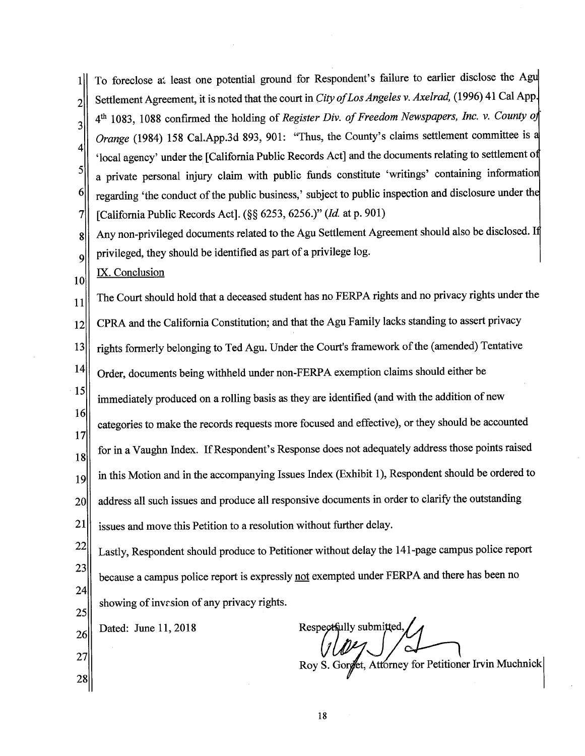To foreclose at least one potential ground for Respondent's failure to earlier disclose the Agu Settlement Agreement, it is noted that the court in *City of Los Angeles v. Axelrad,* (1996) 41 Cal App. 4th 1083, 1088 confirmed the holding of *Register Div. of Freedom Newspapers, Inc. v. County of Orange* (1984) 158 Cal.App.3d 893, 901: "Thus, the County's claims settlement committee is a 'local agency' under the [California Public Records Act] and the documents relating to settlement of a private personal injury claim with public funds constitute 'writings' containing information regarding 'the conduct of the public business,' subject to public inspection and disclosure under the [California Public Records Act]. (§§ 6253, 6256.)" (*Id.* at p. 901)

Any non-privileged documents related to the Agu Settlement Agreement should also be disclosed. If privileged, they should be identified as part of a privilege log.

## IX. Conclusion

The Court should hold that a deceased student has no FERPA rights and no privacy rights under the CPRA and the California Constitution; and that the Agu Family lacks standing to assert privacy rights formerly belonging to Ted Agu. Under the Court's framework of the (amended) Tentative Order, documents being withheld under non-FERPA exemption claims should either be immediately produced on a rolling basis as they are identified (and with the addition of new categories to make the records requests more focused and effective), or they should be accounted for in a Vaughn Index. If Respondent's Response does not adequately address those points raised in this Motion and in the accompanying Issues Index (Exhibit 1), Respondent should be ordered to address all such issues and produce all responsive documents in order to clarify the outstanding issues and move this Petition to a resolution without further delay.

Lastly, Respondent should produce to Petitioner without delay the 141-page campus police report because a campus police report is expressly not exempted under FERPA and there has been no showing of invasion of any privacy rights.

Dated: June 11, 2018

Respectfully submitted,

Roy S. Gorget, Attorney for Petitioner Irvin Muchnick